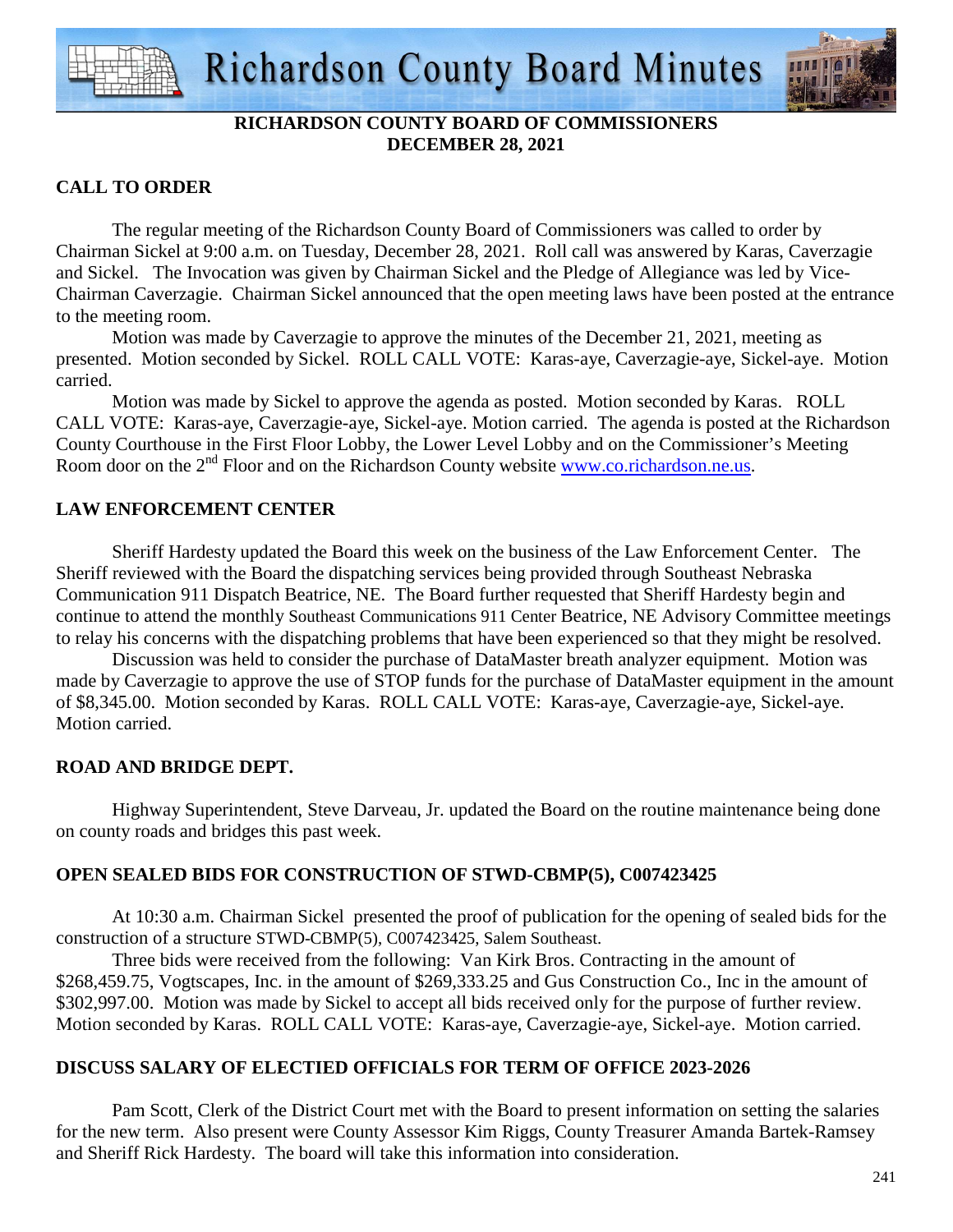**RICHARDSON COUNTY BOARD OF COMMISSIONERS**
**DECEMBER 28, 2021**

## CALL TO ORDER

The regular meeting of the Richardson County Board of Commissioners was called to order by Chairman Sickel at 9:00 a.m. on Tuesday, December 28, 2021. Roll call was answered by Karas, Caverzagie and Sickel. The Invocation was given by Chairman Sickel and the Pledge of Allegiance was led by Vice-Chairman Caverzagie. Chairman Sickel announced that the open meeting laws have been posted at the entrance to the meeting room.

Motion was made by Caverzagie to approve the minutes of the December 21, 2021, meeting as presented. Motion seconded by Sickel. ROLL CALL VOTE: Karas-aye, Caverzagie-aye, Sickel-aye. Motion carried.

Motion was made by Sickel to approve the agenda as posted. Motion seconded by Karas. ROLL CALL VOTE: Karas-aye, Caverzagie-aye, Sickel-aye. Motion carried. The agenda is posted at the Richardson County Courthouse in the First Floor Lobby, the Lower Level Lobby and on the Commissioner's Meeting Room door on the 2nd Floor and on the Richardson County website www.co.richardson.ne.us.

## LAW ENFORCEMENT CENTER

Sheriff Hardesty updated the Board this week on the business of the Law Enforcement Center. The Sheriff reviewed with the Board the dispatching services being provided through Southeast Nebraska Communication 911 Dispatch Beatrice, NE. The Board further requested that Sheriff Hardesty begin and continue to attend the monthly Southeast Communications 911 Center Beatrice, NE Advisory Committee meetings to relay his concerns with the dispatching problems that have been experienced so that they might be resolved.

Discussion was held to consider the purchase of DataMaster breath analyzer equipment. Motion was made by Caverzagie to approve the use of STOP funds for the purchase of DataMaster equipment in the amount of $8,345.00. Motion seconded by Karas. ROLL CALL VOTE: Karas-aye, Caverzagie-aye, Sickel-aye. Motion carried.

## ROAD AND BRIDGE DEPT.

Highway Superintendent, Steve Darveau, Jr. updated the Board on the routine maintenance being done on county roads and bridges this past week.

## OPEN SEALED BIDS FOR CONSTRUCTION OF STWD-CBMP(5), C007423425

At 10:30 a.m. Chairman Sickel presented the proof of publication for the opening of sealed bids for the construction of a structure STWD-CBMP(5), C007423425, Salem Southeast.

Three bids were received from the following: Van Kirk Bros. Contracting in the amount of $268,459.75, Vogtscapes, Inc. in the amount of $269,333.25 and Gus Construction Co., Inc in the amount of $302,997.00. Motion was made by Sickel to accept all bids received only for the purpose of further review. Motion seconded by Karas. ROLL CALL VOTE: Karas-aye, Caverzagie-aye, Sickel-aye. Motion carried.

## DISCUSS SALARY OF ELECTIED OFFICIALS FOR TERM OF OFFICE 2023-2026

Pam Scott, Clerk of the District Court met with the Board to present information on setting the salaries for the new term. Also present were County Assessor Kim Riggs, County Treasurer Amanda Bartek-Ramsey and Sheriff Rick Hardesty. The board will take this information into consideration.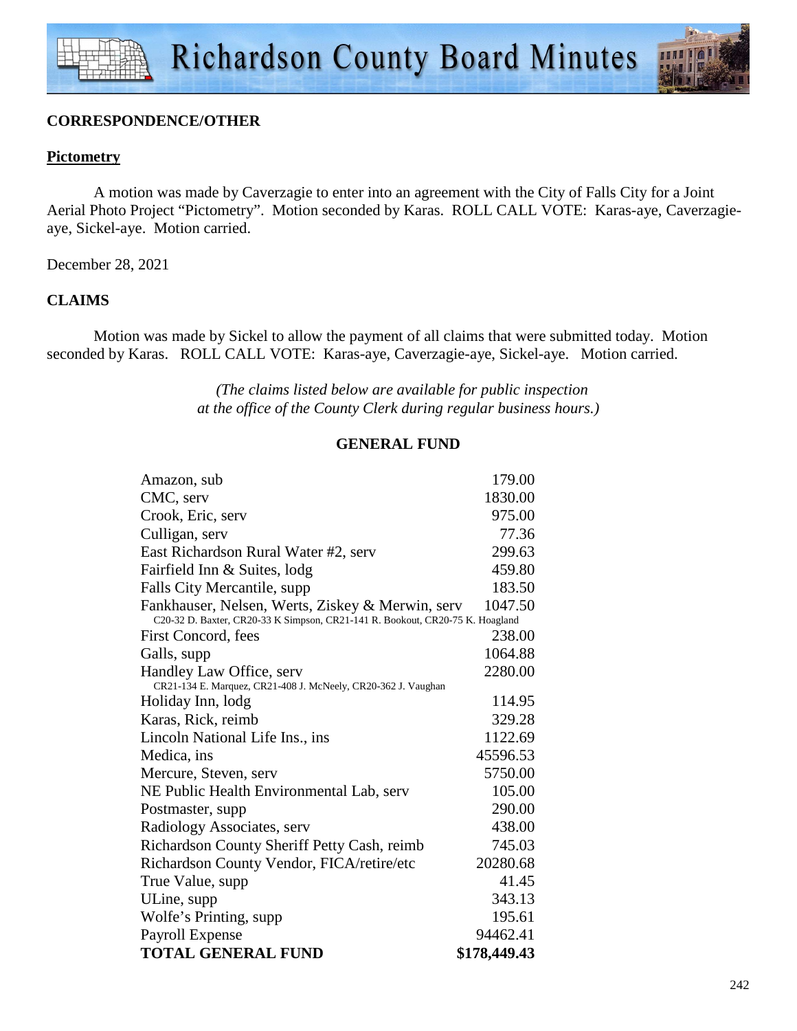## CORRESPONDENCE/OTHER

### Pictometry

A motion was made by Caverzagie to enter into an agreement with the City of Falls City for a Joint Aerial Photo Project "Pictometry". Motion seconded by Karas. ROLL CALL VOTE: Karas-aye, Caverzagie-aye, Sickel-aye. Motion carried.

December 28, 2021

## CLAIMS

Motion was made by Sickel to allow the payment of all claims that were submitted today. Motion seconded by Karas. ROLL CALL VOTE: Karas-aye, Caverzagie-aye, Sickel-aye. Motion carried.

*(The claims listed below are available for public inspection at the office of the County Clerk during regular business hours.)*

### GENERAL FUND

| | |
|---|---|
| Amazon, sub | 179.00 |
| CMC, serv | 1830.00 |
| Crook, Eric, serv | 975.00 |
| Culligan, serv | 77.36 |
| East Richardson Rural Water #2, serv | 299.63 |
| Fairfield Inn & Suites, lodg | 459.80 |
| Falls City Mercantile, supp | 183.50 |
| Fankhauser, Nelsen, Werts, Ziskey & Merwin, serv<br>C20-32 D. Baxter, CR20-33 K Simpson, CR21-141 R. Bookout, CR20-75 K. Hoagland | 1047.50 |
| First Concord, fees | 238.00 |
| Galls, supp | 1064.88 |
| Handley Law Office, serv<br>CR21-134 E. Marquez, CR21-408 J. McNeely, CR20-362 J. Vaughan | 2280.00 |
| Holiday Inn, lodg | 114.95 |
| Karas, Rick, reimb | 329.28 |
| Lincoln National Life Ins., ins | 1122.69 |
| Medica, ins | 45596.53 |
| Mercure, Steven, serv | 5750.00 |
| NE Public Health Environmental Lab, serv | 105.00 |
| Postmaster, supp | 290.00 |
| Radiology Associates, serv | 438.00 |
| Richardson County Sheriff Petty Cash, reimb | 745.03 |
| Richardson County Vendor, FICA/retire/etc | 20280.68 |
| True Value, supp | 41.45 |
| ULine, supp | 343.13 |
| Wolfe's Printing, supp | 195.61 |
| Payroll Expense | 94462.41 |
| **TOTAL GENERAL FUND** | **$178,449.43** |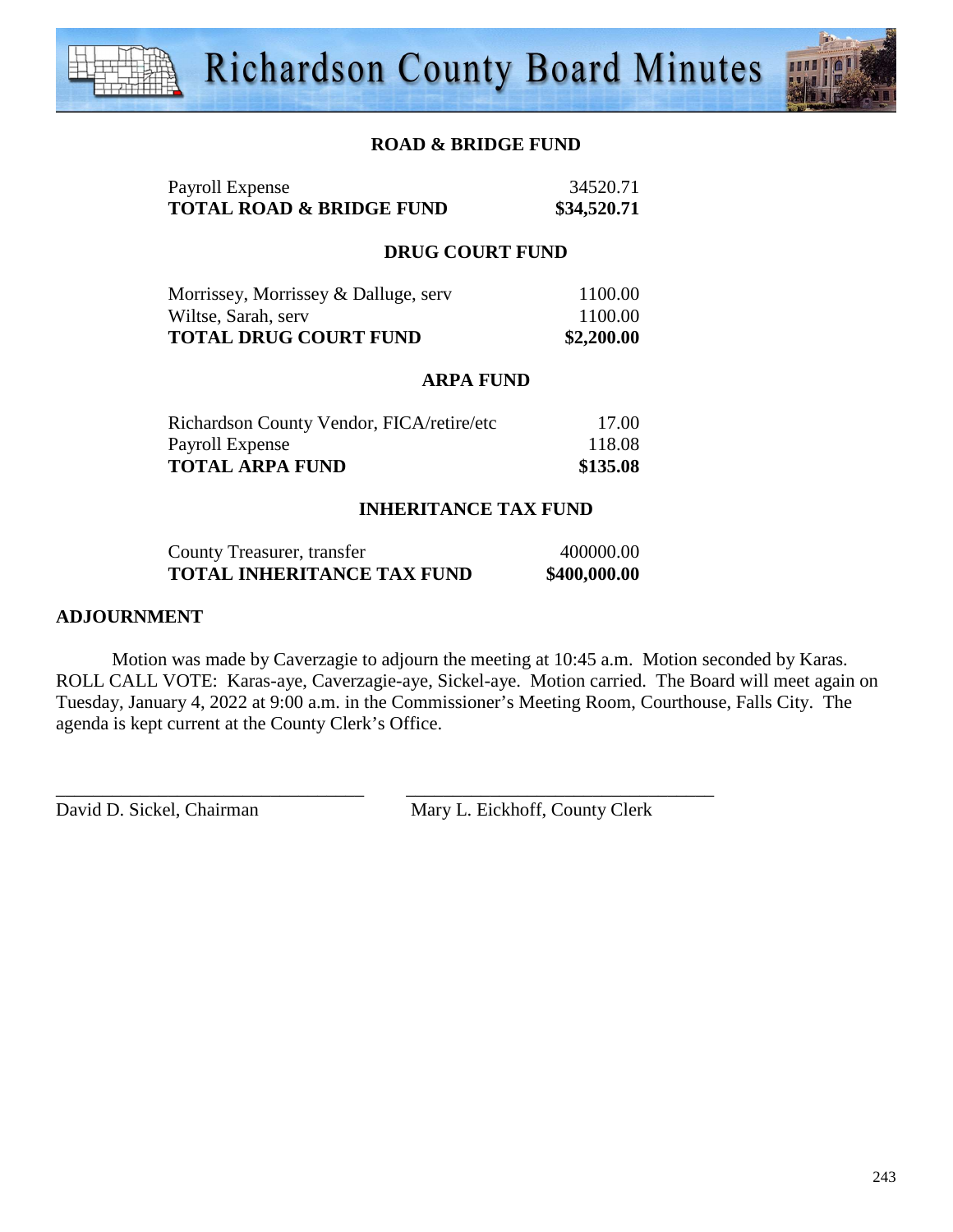### ROAD & BRIDGE FUND

| | |
|---|---|
| Payroll Expense | 34520.71 |
| **TOTAL ROAD & BRIDGE FUND** | **$34,520.71** |

### DRUG COURT FUND

| | |
|---|---|
| Morrissey, Morrissey & Dalluge, serv | 1100.00 |
| Wiltse, Sarah, serv | 1100.00 |
| **TOTAL DRUG COURT FUND** | **$2,200.00** |

### ARPA FUND

| | |
|---|---|
| Richardson County Vendor, FICA/retire/etc | 17.00 |
| Payroll Expense | 118.08 |
| **TOTAL ARPA FUND** | **$135.08** |

### INHERITANCE TAX FUND

| | |
|---|---|
| County Treasurer, transfer | 400000.00 |
| **TOTAL INHERITANCE TAX FUND** | **$400,000.00** |

## ADJOURNMENT

Motion was made by Caverzagie to adjourn the meeting at 10:45 a.m. Motion seconded by Karas. ROLL CALL VOTE: Karas-aye, Caverzagie-aye, Sickel-aye. Motion carried. The Board will meet again on Tuesday, January 4, 2022 at 9:00 a.m. in the Commissioner's Meeting Room, Courthouse, Falls City. The agenda is kept current at the County Clerk's Office.

\_\_\_\_\_\_\_\_\_\_\_\_\_\_\_\_\_\_\_\_\_\_\_\_\_\_\_\_\_\_\_\_\_\_ \_\_\_\_\_\_\_\_\_\_\_\_\_\_\_\_\_\_\_\_\_\_\_\_\_\_\_\_\_\_\_\_\_\_

David D. Sickel, Chairman Mary L. Eickhoff, County Clerk